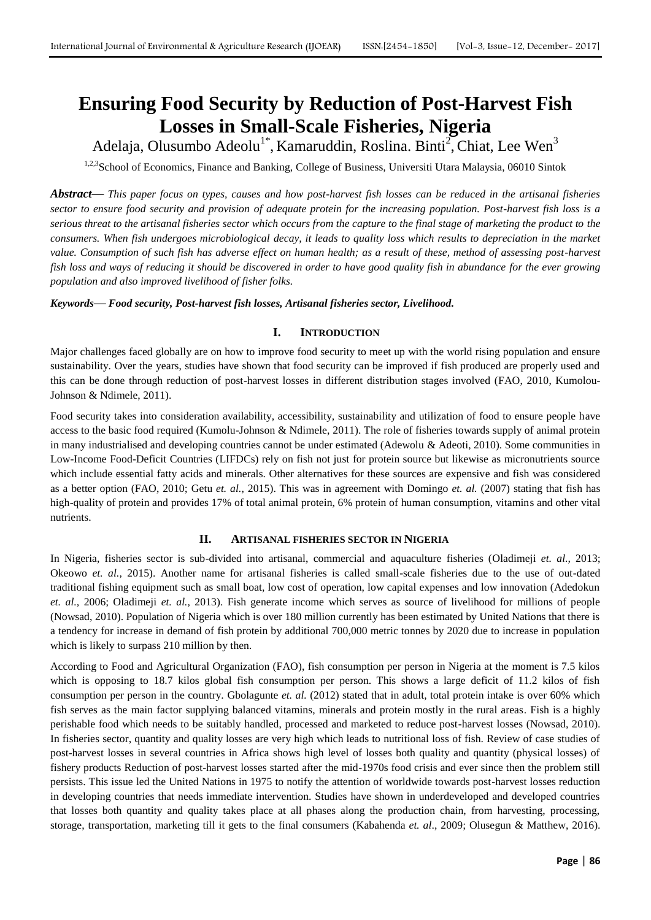# Ensuring Food Security by Reduction of Post-Harvest Fish Losses in Small-Scale Fisheries, Nigeria

Adelaja, Olusumbo Adeolu[1*], Kamaruddin, Roslina. Binti[2], Chiat, Lee Wen[3]

[1,2,3]School of Economics, Finance and Banking, College of Business, Universiti Utara Malaysia, 06010 Sintok

***Abstract*— *This paper focus on types, causes and how post-harvest fish losses can be reduced in the artisanal fisheries sector to ensure food security and provision of adequate protein for the increasing population. Post-harvest fish loss is a serious threat to the artisanal fisheries sector which occurs from the capture to the final stage of marketing the product to the consumers. When fish undergoes microbiological decay, it leads to quality loss which results to depreciation in the market value. Consumption of such fish has adverse effect on human health; as a result of these, method of assessing post-harvest fish loss and ways of reducing it should be discovered in order to have good quality fish in abundance for the ever growing population and also improved livelihood of fisher folks.***

***Keywords— Food security, Post-harvest fish losses, Artisanal fisheries sector, Livelihood.***

## I. INTRODUCTION

Major challenges faced globally are on how to improve food security to meet up with the world rising population and ensure sustainability. Over the years, studies have shown that food security can be improved if fish produced are properly used and this can be done through reduction of post-harvest losses in different distribution stages involved (FAO, 2010, Kumolou-Johnson & Ndimele, 2011).

Food security takes into consideration availability, accessibility, sustainability and utilization of food to ensure people have access to the basic food required (Kumolu-Johnson & Ndimele, 2011). The role of fisheries towards supply of animal protein in many industrialised and developing countries cannot be under estimated (Adewolu & Adeoti, 2010). Some communities in Low-Income Food-Deficit Countries (LIFDCs) rely on fish not just for protein source but likewise as micronutrients source which include essential fatty acids and minerals. Other alternatives for these sources are expensive and fish was considered as a better option (FAO, 2010; Getu *et. al.,* 2015). This was in agreement with Domingo *et. al.* (2007) stating that fish has high-quality of protein and provides 17% of total animal protein, 6% protein of human consumption, vitamins and other vital nutrients.

## II. ARTISANAL FISHERIES SECTOR IN NIGERIA

In Nigeria, fisheries sector is sub-divided into artisanal, commercial and aquaculture fisheries (Oladimeji *et. al.,* 2013; Okeowo *et. al.,* 2015). Another name for artisanal fisheries is called small-scale fisheries due to the use of out-dated traditional fishing equipment such as small boat, low cost of operation, low capital expenses and low innovation (Adedokun *et. al.,* 2006; Oladimeji *et. al.,* 2013). Fish generate income which serves as source of livelihood for millions of people (Nowsad, 2010). Population of Nigeria which is over 180 million currently has been estimated by United Nations that there is a tendency for increase in demand of fish protein by additional 700,000 metric tonnes by 2020 due to increase in population which is likely to surpass 210 million by then.

According to Food and Agricultural Organization (FAO), fish consumption per person in Nigeria at the moment is 7.5 kilos which is opposing to 18.7 kilos global fish consumption per person. This shows a large deficit of 11.2 kilos of fish consumption per person in the country. Gbolagunte *et. al.* (2012) stated that in adult, total protein intake is over 60% which fish serves as the main factor supplying balanced vitamins, minerals and protein mostly in the rural areas. Fish is a highly perishable food which needs to be suitably handled, processed and marketed to reduce post-harvest losses (Nowsad, 2010). In fisheries sector, quantity and quality losses are very high which leads to nutritional loss of fish. Review of case studies of post-harvest losses in several countries in Africa shows high level of losses both quality and quantity (physical losses) of fishery products Reduction of post-harvest losses started after the mid-1970s food crisis and ever since then the problem still persists. This issue led the United Nations in 1975 to notify the attention of worldwide towards post-harvest losses reduction in developing countries that needs immediate intervention. Studies have shown in underdeveloped and developed countries that losses both quantity and quality takes place at all phases along the production chain, from harvesting, processing, storage, transportation, marketing till it gets to the final consumers (Kabahenda *et. al*., 2009; Olusegun & Matthew, 2016).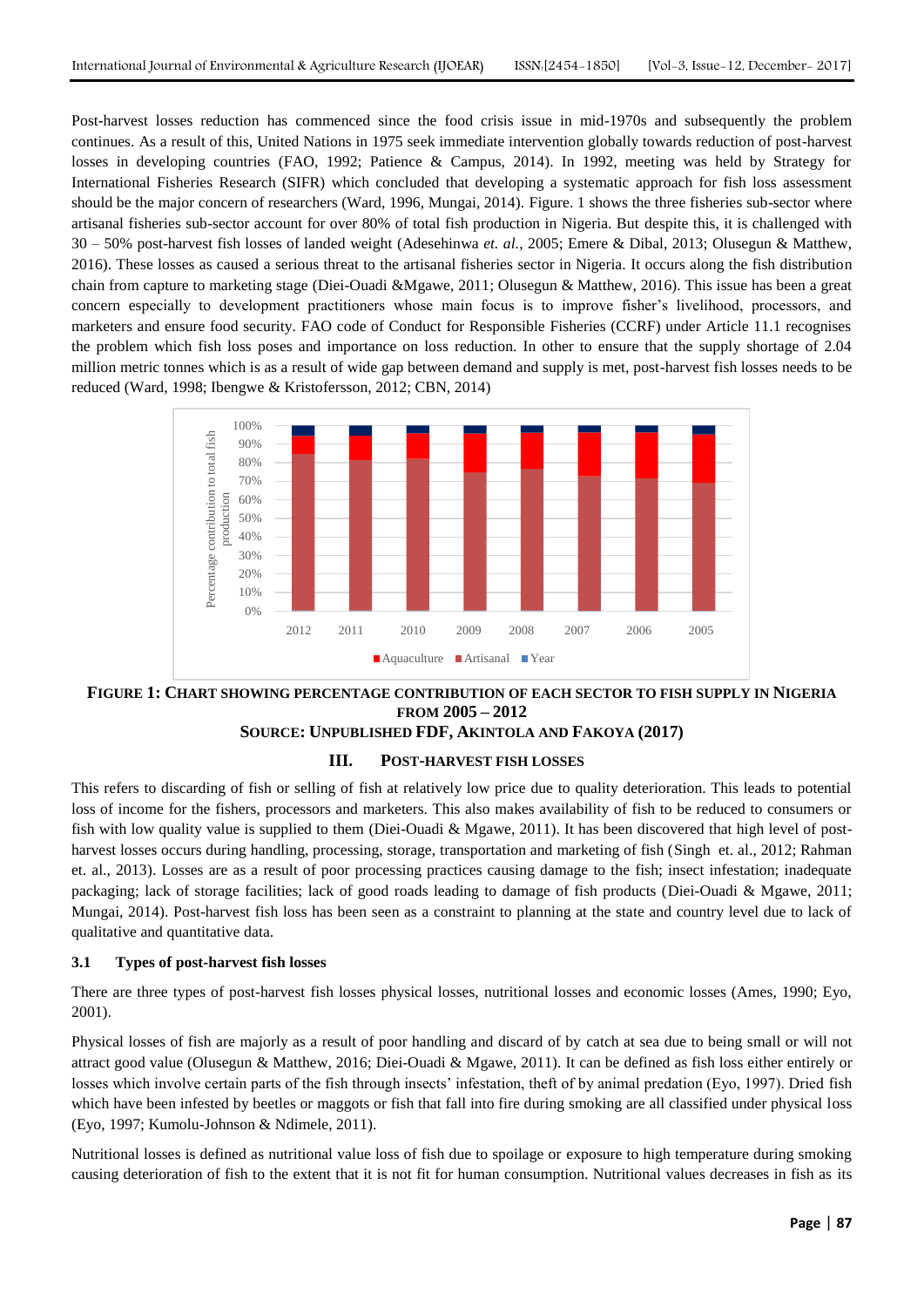Post-harvest losses reduction has commenced since the food crisis issue in mid-1970s and subsequently the problem continues. As a result of this, United Nations in 1975 seek immediate intervention globally towards reduction of post-harvest losses in developing countries (FAO, 1992; Patience & Campus, 2014). In 1992, meeting was held by Strategy for International Fisheries Research (SIFR) which concluded that developing a systematic approach for fish loss assessment should be the major concern of researchers (Ward, 1996, Mungai, 2014). Figure. 1 shows the three fisheries sub-sector where artisanal fisheries sub-sector account for over 80% of total fish production in Nigeria. But despite this, it is challenged with 30 – 50% post-harvest fish losses of landed weight (Adesehinwa *et. al.*, 2005; Emere & Dibal, 2013; Olusegun & Matthew, 2016). These losses as caused a serious threat to the artisanal fisheries sector in Nigeria. It occurs along the fish distribution chain from capture to marketing stage (Diei-Ouadi &Mgawe, 2011; Olusegun & Matthew, 2016). This issue has been a great concern especially to development practitioners whose main focus is to improve fisher's livelihood, processors, and marketers and ensure food security. FAO code of Conduct for Responsible Fisheries (CCRF) under Article 11.1 recognises the problem which fish loss poses and importance on loss reduction. In other to ensure that the supply shortage of 2.04 million metric tonnes which is as a result of wide gap between demand and supply is met, post-harvest fish losses needs to be reduced (Ward, 1998; Ibengwe & Kristofersson, 2012; CBN, 2014)

**FIGURE 1: CHART SHOWING PERCENTAGE CONTRIBUTION OF EACH SECTOR TO FISH SUPPLY IN NIGERIA FROM 2005 – 2012**
**SOURCE: UNPUBLISHED FDF, AKINTOLA AND FAKOYA (2017)**

## III. POST-HARVEST FISH LOSSES

This refers to discarding of fish or selling of fish at relatively low price due to quality deterioration. This leads to potential loss of income for the fishers, processors and marketers. This also makes availability of fish to be reduced to consumers or fish with low quality value is supplied to them (Diei-Ouadi & Mgawe, 2011). It has been discovered that high level of post-harvest losses occurs during handling, processing, storage, transportation and marketing of fish (Singh et. al., 2012; Rahman et. al., 2013). Losses are as a result of poor processing practices causing damage to the fish; insect infestation; inadequate packaging; lack of storage facilities; lack of good roads leading to damage of fish products (Diei-Ouadi & Mgawe, 2011; Mungai, 2014). Post-harvest fish loss has been seen as a constraint to planning at the state and country level due to lack of qualitative and quantitative data.

### 3.1 Types of post-harvest fish losses

There are three types of post-harvest fish losses physical losses, nutritional losses and economic losses (Ames, 1990; Eyo, 2001).

Physical losses of fish are majorly as a result of poor handling and discard of by catch at sea due to being small or will not attract good value (Olusegun & Matthew, 2016; Diei-Ouadi & Mgawe, 2011). It can be defined as fish loss either entirely or losses which involve certain parts of the fish through insects' infestation, theft of by animal predation (Eyo, 1997). Dried fish which have been infested by beetles or maggots or fish that fall into fire during smoking are all classified under physical loss (Eyo, 1997; Kumolu-Johnson & Ndimele, 2011).

Nutritional losses is defined as nutritional value loss of fish due to spoilage or exposure to high temperature during smoking causing deterioration of fish to the extent that it is not fit for human consumption. Nutritional values decreases in fish as its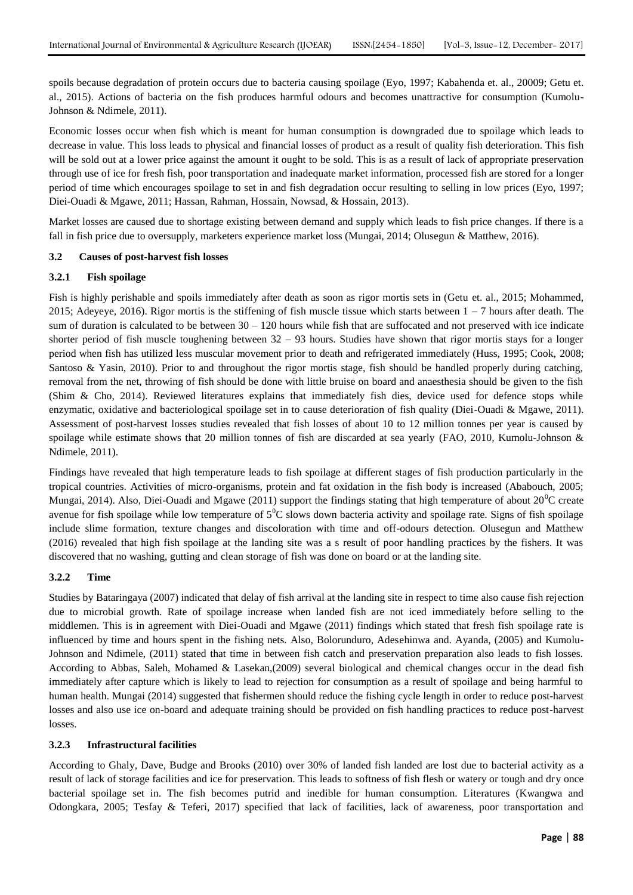spoils because degradation of protein occurs due to bacteria causing spoilage (Eyo, 1997; Kabahenda et. al., 20009; Getu et. al., 2015). Actions of bacteria on the fish produces harmful odours and becomes unattractive for consumption (Kumolu-Johnson & Ndimele, 2011).

Economic losses occur when fish which is meant for human consumption is downgraded due to spoilage which leads to decrease in value. This loss leads to physical and financial losses of product as a result of quality fish deterioration. This fish will be sold out at a lower price against the amount it ought to be sold. This is as a result of lack of appropriate preservation through use of ice for fresh fish, poor transportation and inadequate market information, processed fish are stored for a longer period of time which encourages spoilage to set in and fish degradation occur resulting to selling in low prices (Eyo, 1997; Diei-Ouadi & Mgawe, 2011; Hassan, Rahman, Hossain, Nowsad, & Hossain, 2013).

Market losses are caused due to shortage existing between demand and supply which leads to fish price changes. If there is a fall in fish price due to oversupply, marketers experience market loss (Mungai, 2014; Olusegun & Matthew, 2016).

### 3.2 Causes of post-harvest fish losses

#### 3.2.1 Fish spoilage

Fish is highly perishable and spoils immediately after death as soon as rigor mortis sets in (Getu et. al., 2015; Mohammed, 2015; Adeyeye, 2016). Rigor mortis is the stiffening of fish muscle tissue which starts between 1 – 7 hours after death. The sum of duration is calculated to be between 30 – 120 hours while fish that are suffocated and not preserved with ice indicate shorter period of fish muscle toughening between 32 – 93 hours. Studies have shown that rigor mortis stays for a longer period when fish has utilized less muscular movement prior to death and refrigerated immediately (Huss, 1995; Cook, 2008; Santoso & Yasin, 2010). Prior to and throughout the rigor mortis stage, fish should be handled properly during catching, removal from the net, throwing of fish should be done with little bruise on board and anaesthesia should be given to the fish (Shim & Cho, 2014). Reviewed literatures explains that immediately fish dies, device used for defence stops while enzymatic, oxidative and bacteriological spoilage set in to cause deterioration of fish quality (Diei-Ouadi & Mgawe, 2011). Assessment of post-harvest losses studies revealed that fish losses of about 10 to 12 million tonnes per year is caused by spoilage while estimate shows that 20 million tonnes of fish are discarded at sea yearly (FAO, 2010, Kumolu-Johnson & Ndimele, 2011).

Findings have revealed that high temperature leads to fish spoilage at different stages of fish production particularly in the tropical countries. Activities of micro-organisms, protein and fat oxidation in the fish body is increased (Ababouch, 2005; Mungai, 2014). Also, Diei-Ouadi and Mgawe (2011) support the findings stating that high temperature of about $20^0$C create avenue for fish spoilage while low temperature of $5^0$C slows down bacteria activity and spoilage rate. Signs of fish spoilage include slime formation, texture changes and discoloration with time and off-odours detection. Olusegun and Matthew (2016) revealed that high fish spoilage at the landing site was a s result of poor handling practices by the fishers. It was discovered that no washing, gutting and clean storage of fish was done on board or at the landing site.

#### 3.2.2 Time

Studies by Bataringaya (2007) indicated that delay of fish arrival at the landing site in respect to time also cause fish rejection due to microbial growth. Rate of spoilage increase when landed fish are not iced immediately before selling to the middlemen. This is in agreement with Diei-Ouadi and Mgawe (2011) findings which stated that fresh fish spoilage rate is influenced by time and hours spent in the fishing nets. Also, Bolorunduro, Adesehinwa and. Ayanda, (2005) and Kumolu-Johnson and Ndimele, (2011) stated that time in between fish catch and preservation preparation also leads to fish losses. According to Abbas, Saleh, Mohamed & Lasekan,(2009) several biological and chemical changes occur in the dead fish immediately after capture which is likely to lead to rejection for consumption as a result of spoilage and being harmful to human health. Mungai (2014) suggested that fishermen should reduce the fishing cycle length in order to reduce post-harvest losses and also use ice on-board and adequate training should be provided on fish handling practices to reduce post-harvest losses.

#### 3.2.3 Infrastructural facilities

According to Ghaly, Dave, Budge and Brooks (2010) over 30% of landed fish landed are lost due to bacterial activity as a result of lack of storage facilities and ice for preservation. This leads to softness of fish flesh or watery or tough and dry once bacterial spoilage set in. The fish becomes putrid and inedible for human consumption. Literatures (Kwangwa and Odongkara, 2005; Tesfay & Teferi, 2017) specified that lack of facilities, lack of awareness, poor transportation and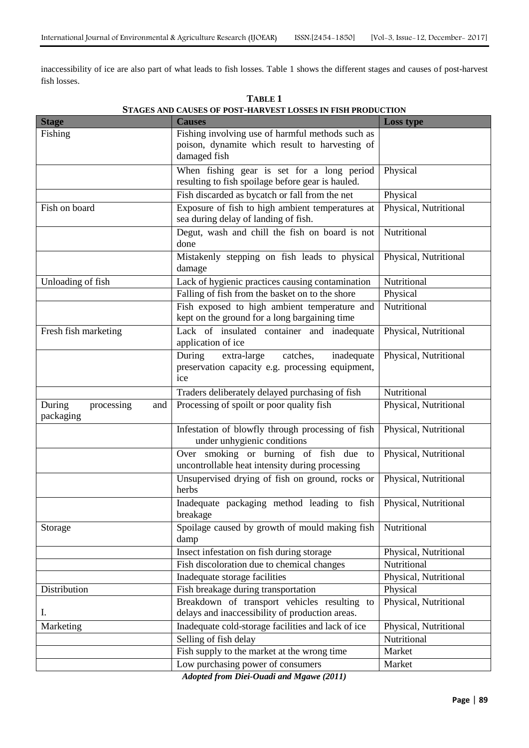inaccessibility of ice are also part of what leads to fish losses. Table 1 shows the different stages and causes of post-harvest fish losses.

**TABLE 1**
**STAGES AND CAUSES OF POST-HARVEST LOSSES IN FISH PRODUCTION**

| Stage | Causes | Loss type |
|---|---|---|
| Fishing | Fishing involving use of harmful methods such as poison, dynamite which result to harvesting of damaged fish | |
| | When fishing gear is set for a long period resulting to fish spoilage before gear is hauled. | Physical |
| | Fish discarded as bycatch or fall from the net | Physical |
| Fish on board | Exposure of fish to high ambient temperatures at sea during delay of landing of fish. | Physical, Nutritional |
| | Degut, wash and chill the fish on board is not done | Nutritional |
| | Mistakenly stepping on fish leads to physical damage | Physical, Nutritional |
| Unloading of fish | Lack of hygienic practices causing contamination | Nutritional |
| | Falling of fish from the basket on to the shore | Physical |
| | Fish exposed to high ambient temperature and kept on the ground for a long bargaining time | Nutritional |
| Fresh fish marketing | Lack of insulated container and inadequate application of ice | Physical, Nutritional |
| | During extra-large catches, inadequate preservation capacity e.g. processing equipment, ice | Physical, Nutritional |
| | Traders deliberately delayed purchasing of fish | Nutritional |
| During processing and packaging | Processing of spoilt or poor quality fish | Physical, Nutritional |
| | Infestation of blowfly through processing of fish under unhygienic conditions | Physical, Nutritional |
| | Over smoking or burning of fish due to uncontrollable heat intensity during processing | Physical, Nutritional |
| | Unsupervised drying of fish on ground, rocks or herbs | Physical, Nutritional |
| | Inadequate packaging method leading to fish breakage | Physical, Nutritional |
| Storage | Spoilage caused by growth of mould making fish damp | Nutritional |
| | Insect infestation on fish during storage | Physical, Nutritional |
| | Fish discoloration due to chemical changes | Nutritional |
| | Inadequate storage facilities | Physical, Nutritional |
| Distribution | Fish breakage during transportation | Physical |
| I. | Breakdown of transport vehicles resulting to delays and inaccessibility of production areas. | Physical, Nutritional |
| Marketing | Inadequate cold-storage facilities and lack of ice | Physical, Nutritional |
| | Selling of fish delay | Nutritional |
| | Fish supply to the market at the wrong time | Market |
| | Low purchasing power of consumers | Market |

***Adopted from Diei-Ouadi and Mgawe (2011)***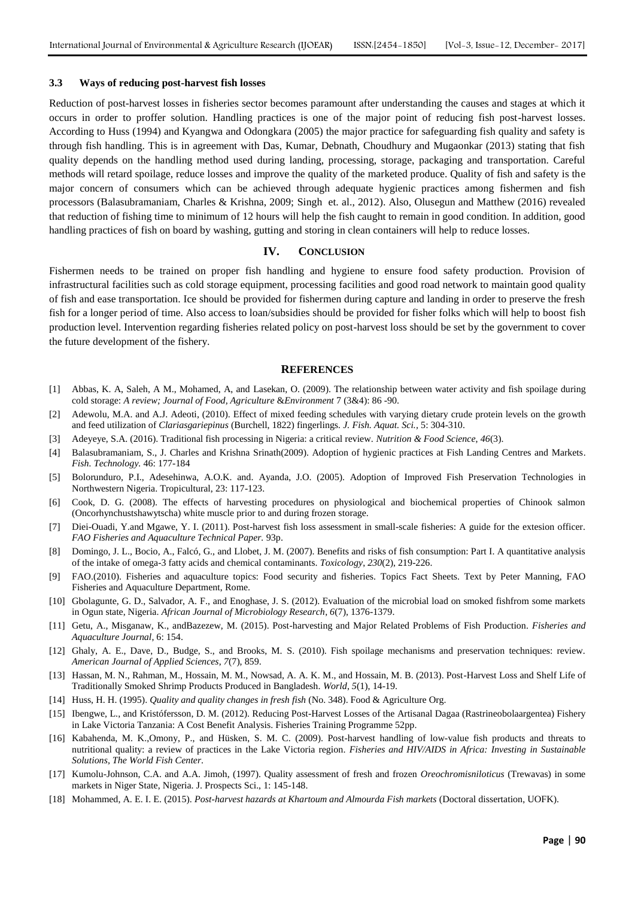### 3.3 Ways of reducing post-harvest fish losses

Reduction of post-harvest losses in fisheries sector becomes paramount after understanding the causes and stages at which it occurs in order to proffer solution. Handling practices is one of the major point of reducing fish post-harvest losses. According to Huss (1994) and Kyangwa and Odongkara (2005) the major practice for safeguarding fish quality and safety is through fish handling. This is in agreement with Das, Kumar, Debnath, Choudhury and Mugaonkar (2013) stating that fish quality depends on the handling method used during landing, processing, storage, packaging and transportation. Careful methods will retard spoilage, reduce losses and improve the quality of the marketed produce. Quality of fish and safety is the major concern of consumers which can be achieved through adequate hygienic practices among fishermen and fish processors (Balasubramaniam, Charles & Krishna, 2009; Singh et. al., 2012). Also, Olusegun and Matthew (2016) revealed that reduction of fishing time to minimum of 12 hours will help the fish caught to remain in good condition. In addition, good handling practices of fish on board by washing, gutting and storing in clean containers will help to reduce losses.

## IV. CONCLUSION

Fishermen needs to be trained on proper fish handling and hygiene to ensure food safety production. Provision of infrastructural facilities such as cold storage equipment, processing facilities and good road network to maintain good quality of fish and ease transportation. Ice should be provided for fishermen during capture and landing in order to preserve the fresh fish for a longer period of time. Also access to loan/subsidies should be provided for fisher folks which will help to boost fish production level. Intervention regarding fisheries related policy on post-harvest loss should be set by the government to cover the future development of the fishery.

## REFERENCES

[1] Abbas, K. A, Saleh, A M., Mohamed, A, and Lasekan, O. (2009). The relationship between water activity and fish spoilage during cold storage: *A review; Journal of Food, Agriculture &Environment* 7 (3&4): 86 -90.

[2] Adewolu, M.A. and A.J. Adeoti, (2010). Effect of mixed feeding schedules with varying dietary crude protein levels on the growth and feed utilization of *Clariasgariepinus* (Burchell, 1822) fingerlings. *J. Fish. Aquat. Sci.*, 5: 304-310.

[3] Adeyeye, S.A. (2016). Traditional fish processing in Nigeria: a critical review. *Nutrition & Food Science*, *46*(3).

[4] Balasubramaniam, S., J. Charles and Krishna Srinath(2009). Adoption of hygienic practices at Fish Landing Centres and Markets. *Fish. Technology.* 46: 177-184

[5] Bolorunduro, P.I., Adesehinwa, A.O.K. and. Ayanda, J.O. (2005). Adoption of Improved Fish Preservation Technologies in Northwestern Nigeria. Tropicultural, 23: 117-123.

[6] Cook, D. G. (2008). The effects of harvesting procedures on physiological and biochemical properties of Chinook salmon (Oncorhynchustshawytscha) white muscle prior to and during frozen storage.

[7] Diei-Ouadi, Y.and Mgawe, Y. I. (2011). Post-harvest fish loss assessment in small-scale fisheries: A guide for the extesion officer. *FAO Fisheries and Aquaculture Technical Paper.* 93p.

[8] Domingo, J. L., Bocio, A., Falcó, G., and Llobet, J. M. (2007). Benefits and risks of fish consumption: Part I. A quantitative analysis of the intake of omega-3 fatty acids and chemical contaminants. *Toxicology*, *230*(2), 219-226.

[9] FAO.(2010). Fisheries and aquaculture topics: Food security and fisheries. Topics Fact Sheets. Text by Peter Manning, FAO Fisheries and Aquaculture Department, Rome.

[10] Gbolagunte, G. D., Salvador, A. F., and Enoghase, J. S. (2012). Evaluation of the microbial load on smoked fishfrom some markets in Ogun state, Nigeria. *African Journal of Microbiology Research*, *6*(7), 1376-1379.

[11] Getu, A., Misganaw, K., andBazezew, M. (2015). Post-harvesting and Major Related Problems of Fish Production. *Fisheries and Aquaculture Journal*, 6: 154.

[12] Ghaly, A. E., Dave, D., Budge, S., and Brooks, M. S. (2010). Fish spoilage mechanisms and preservation techniques: review. *American Journal of Applied Sciences*, *7*(7), 859.

[13] Hassan, M. N., Rahman, M., Hossain, M. M., Nowsad, A. A. K. M., and Hossain, M. B. (2013). Post-Harvest Loss and Shelf Life of Traditionally Smoked Shrimp Products Produced in Bangladesh. *World*, *5*(1), 14-19.

[14] Huss, H. H. (1995). *Quality and quality changes in fresh fish* (No. 348). Food & Agriculture Org.

[15] Ibengwe, L., and Kristófersson, D. M. (2012). Reducing Post-Harvest Losses of the Artisanal Dagaa (Rastrineobolaargentea) Fishery in Lake Victoria Tanzania: A Cost Benefit Analysis. Fisheries Training Programme 52pp.

[16] Kabahenda, M. K.,Omony, P., and Hüsken, S. M. C. (2009). Post-harvest handling of low-value fish products and threats to nutritional quality: a review of practices in the Lake Victoria region. *Fisheries and HIV/AIDS in Africa: Investing in Sustainable Solutions, The World Fish Center.*

[17] Kumolu-Johnson, C.A. and A.A. Jimoh, (1997). Quality assessment of fresh and frozen *Oreochromisniloticus* (Trewavas) in some markets in Niger State, Nigeria. J. Prospects Sci., 1: 145-148.

[18] Mohammed, A. E. I. E. (2015). *Post-harvest hazards at Khartoum and Almourda Fish markets* (Doctoral dissertation, UOFK).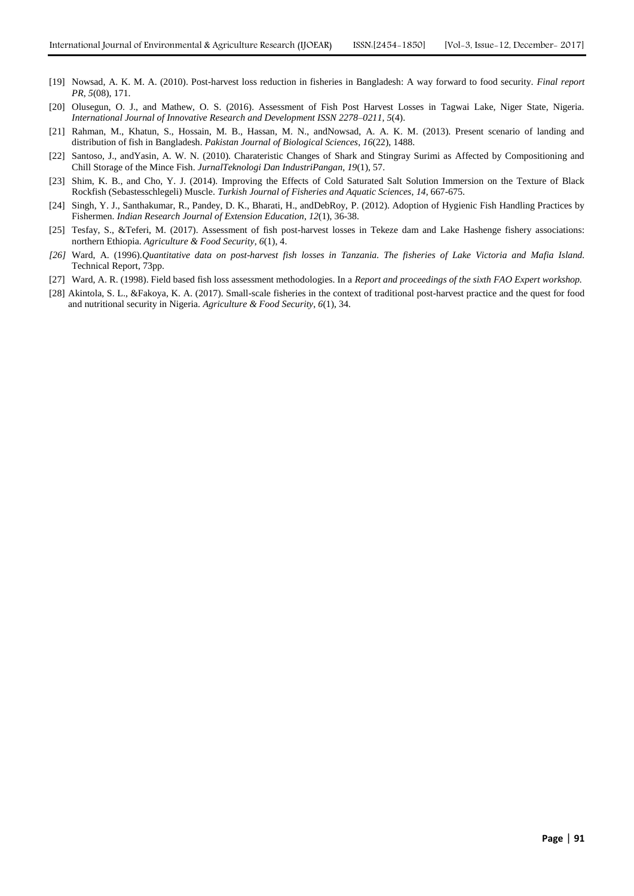[19] Nowsad, A. K. M. A. (2010). Post-harvest loss reduction in fisheries in Bangladesh: A way forward to food security. *Final report PR, 5*(08), 171.

[20] Olusegun, O. J., and Mathew, O. S. (2016). Assessment of Fish Post Harvest Losses in Tagwai Lake, Niger State, Nigeria. *International Journal of Innovative Research and Development ISSN 2278–0211*, *5*(4).

[21] Rahman, M., Khatun, S., Hossain, M. B., Hassan, M. N., andNowsad, A. A. K. M. (2013). Present scenario of landing and distribution of fish in Bangladesh. *Pakistan Journal of Biological Sciences*, *16*(22), 1488.

[22] Santoso, J., andYasin, A. W. N. (2010). Charateristic Changes of Shark and Stingray Surimi as Affected by Compositioning and Chill Storage of the Mince Fish. *JurnalTeknologi Dan IndustriPangan*, *19*(1), 57.

[23] Shim, K. B., and Cho, Y. J. (2014). Improving the Effects of Cold Saturated Salt Solution Immersion on the Texture of Black Rockfish (Sebastesschlegeli) Muscle. *Turkish Journal of Fisheries and Aquatic Sciences*, *14*, 667-675.

[24] Singh, Y. J., Santhakumar, R., Pandey, D. K., Bharati, H., andDebRoy, P. (2012). Adoption of Hygienic Fish Handling Practices by Fishermen. *Indian Research Journal of Extension Education*, *12*(1), 36-38.

[25] Tesfay, S., &Teferi, M. (2017). Assessment of fish post-harvest losses in Tekeze dam and Lake Hashenge fishery associations: northern Ethiopia. *Agriculture & Food Security*, *6*(1), 4.

*[26]* Ward, A. (1996).*Quantitative data on post-harvest fish losses in Tanzania. The fisheries of Lake Victoria and Mafia Island.* Technical Report, 73pp.

[27] Ward, A. R. (1998). Field based fish loss assessment methodologies. In a *Report and proceedings of the sixth FAO Expert workshop.*

[28] Akintola, S. L., &Fakoya, K. A. (2017). Small-scale fisheries in the context of traditional post-harvest practice and the quest for food and nutritional security in Nigeria. *Agriculture & Food Security*, *6*(1), 34.